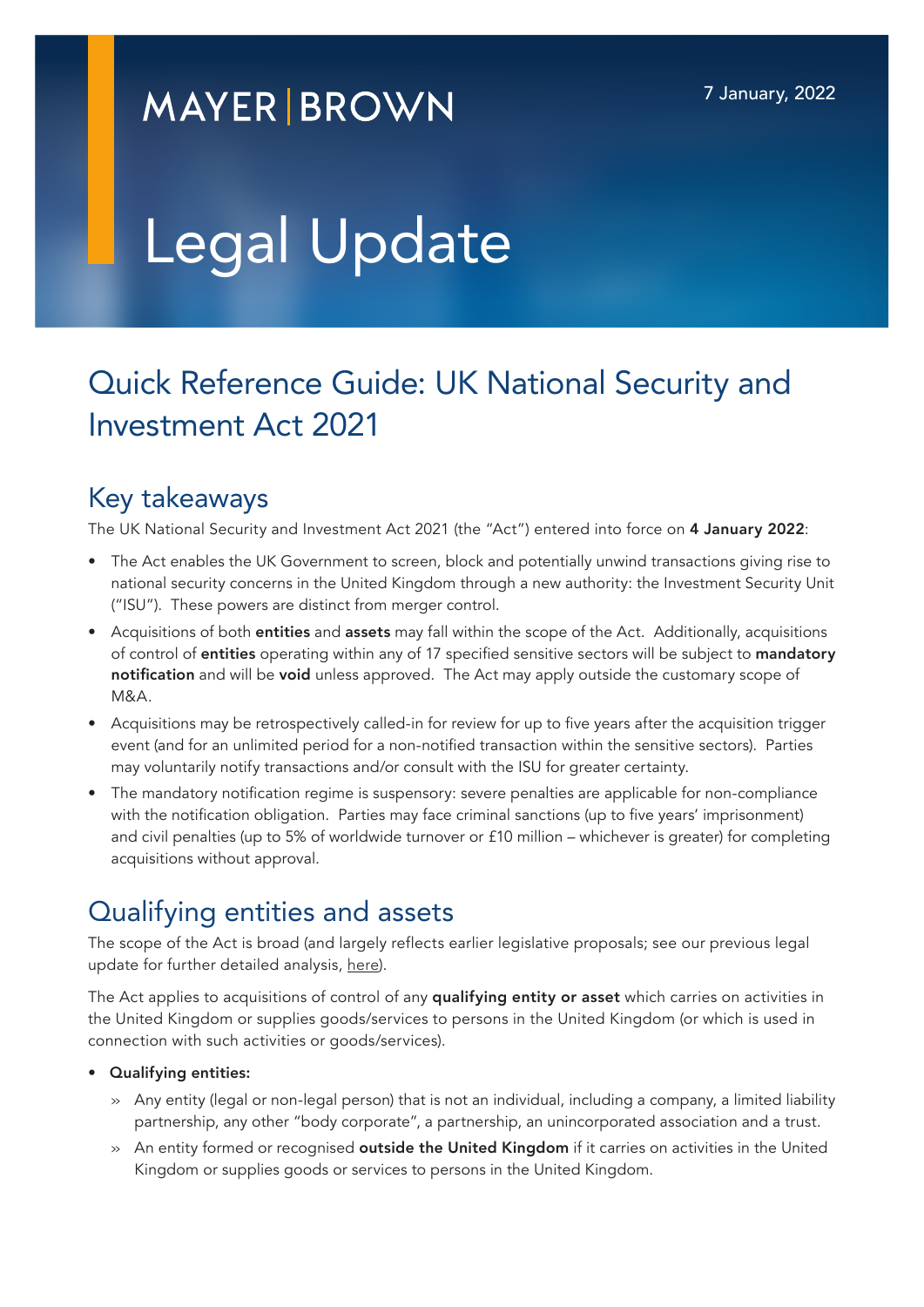MAYER | BROWN

7 January, 2022

# Legal Update

# Quick Reference Guide: UK National Security and Investment Act 2021

## Key takeaways

The UK National Security and Investment Act 2021 (the "Act") entered into force on **4 January 2022**:

- The Act enables the UK Government to screen, block and potentially unwind transactions giving rise to national security concerns in the United Kingdom through a new authority: the Investment Security Unit ("ISU"). These powers are distinct from merger control.
- Acquisitions of both **entities** and **assets** may fall within the scope of the Act. Additionally, acquisitions of control of **entities** operating within any of 17 specified sensitive sectors will be subject to **mandatory notification** and will be **void** unless approved. The Act may apply outside the customary scope of M&A.
- Acquisitions may be retrospectively called-in for review for up to five years after the acquisition trigger event (and for an unlimited period for a non-notified transaction within the sensitive sectors). Parties may voluntarily notify transactions and/or consult with the ISU for greater certainty.
- The mandatory notification regime is suspensory: severe penalties are applicable for non-compliance with the notification obligation. Parties may face criminal sanctions (up to five years' imprisonment) and civil penalties (up to 5% of worldwide turnover or £10 million – whichever is greater) for completing acquisitions without approval.

## Qualifying entities and assets

The scope of the Act is broad (and largely reflects earlier legislative proposals; see our previous legal update for further detailed analysis, here).

The Act applies to acquisitions of control of any **qualifying entity or asset** which carries on activities in the United Kingdom or supplies goods/services to persons in the United Kingdom (or which is used in connection with such activities or goods/services).

- **Qualifying entities:**
  - Any entity (legal or non-legal person) that is not an individual, including a company, a limited liability partnership, any other "body corporate", a partnership, an unincorporated association and a trust.
  - An entity formed or recognised **outside the United Kingdom** if it carries on activities in the United Kingdom or supplies goods or services to persons in the United Kingdom.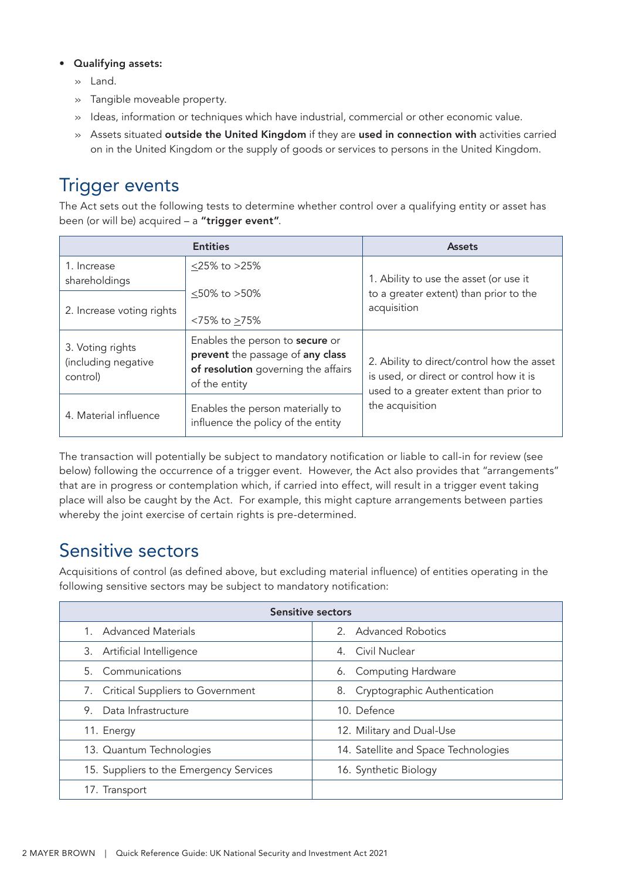- **Qualifying assets:**
  - Land.
  - Tangible moveable property.
  - Ideas, information or techniques which have industrial, commercial or other economic value.
  - Assets situated **outside the United Kingdom** if they are **used in connection with** activities carried on in the United Kingdom or the supply of goods or services to persons in the United Kingdom.

## Trigger events

The Act sets out the following tests to determine whether control over a qualifying entity or asset has been (or will be) acquired – a **"trigger event"**.

| Entities | | Assets |
|---|---|---|
| 1. Increase shareholdings | ≤25% to >25%<br>≤50% to >50%<br><75% to ≥75% | 1. Ability to use the asset (or use it to a greater extent) than prior to the acquisition |
| 2. Increase voting rights | | |
| 3. Voting rights (including negative control) | Enables the person to **secure** or **prevent** the passage of **any class of resolution** governing the affairs of the entity | 2. Ability to direct/control how the asset is used, or direct or control how it is used to a greater extent than prior to the acquisition |
| 4. Material influence | Enables the person materially to influence the policy of the entity | |

The transaction will potentially be subject to mandatory notification or liable to call-in for review (see below) following the occurrence of a trigger event. However, the Act also provides that "arrangements" that are in progress or contemplation which, if carried into effect, will result in a trigger event taking place will also be caught by the Act. For example, this might capture arrangements between parties whereby the joint exercise of certain rights is pre-determined.

## Sensitive sectors

Acquisitions of control (as defined above, but excluding material influence) of entities operating in the following sensitive sectors may be subject to mandatory notification:

| Sensitive sectors | |
|---|---|
| 1. Advanced Materials | 2. Advanced Robotics |
| 3. Artificial Intelligence | 4. Civil Nuclear |
| 5. Communications | 6. Computing Hardware |
| 7. Critical Suppliers to Government | 8. Cryptographic Authentication |
| 9. Data Infrastructure | 10. Defence |
| 11. Energy | 12. Military and Dual-Use |
| 13. Quantum Technologies | 14. Satellite and Space Technologies |
| 15. Suppliers to the Emergency Services | 16. Synthetic Biology |
| 17. Transport | |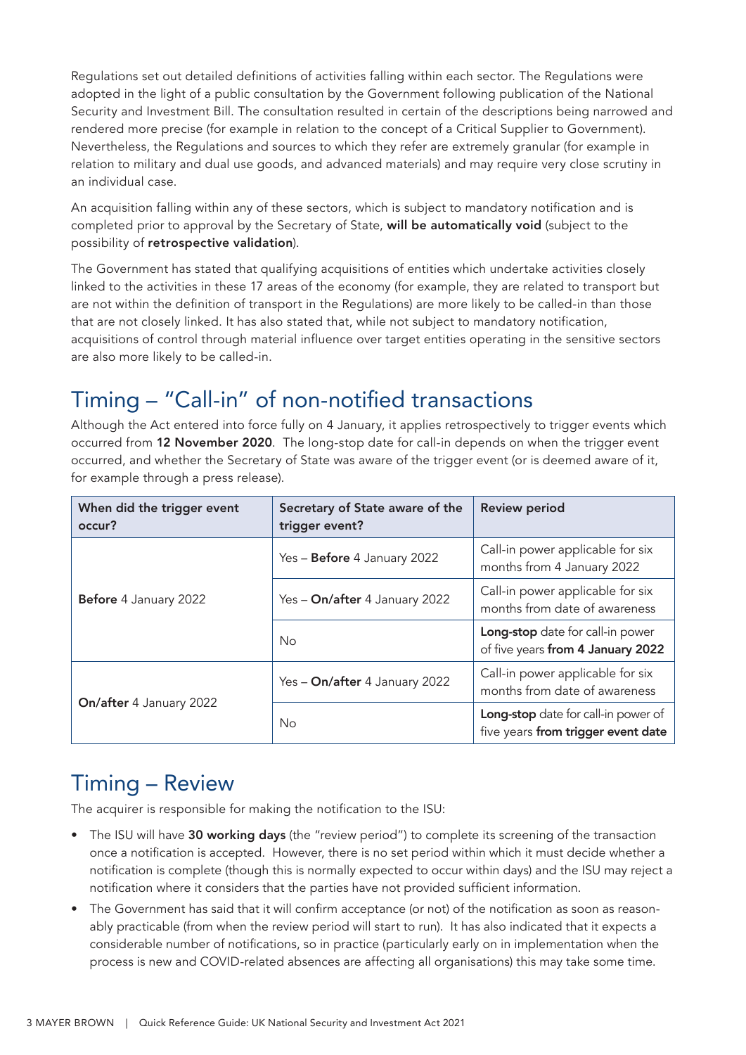Regulations set out detailed definitions of activities falling within each sector. The Regulations were adopted in the light of a public consultation by the Government following publication of the National Security and Investment Bill. The consultation resulted in certain of the descriptions being narrowed and rendered more precise (for example in relation to the concept of a Critical Supplier to Government). Nevertheless, the Regulations and sources to which they refer are extremely granular (for example in relation to military and dual use goods, and advanced materials) and may require very close scrutiny in an individual case.

An acquisition falling within any of these sectors, which is subject to mandatory notification and is completed prior to approval by the Secretary of State, **will be automatically void** (subject to the possibility of **retrospective validation**).

The Government has stated that qualifying acquisitions of entities which undertake activities closely linked to the activities in these 17 areas of the economy (for example, they are related to transport but are not within the definition of transport in the Regulations) are more likely to be called-in than those that are not closely linked. It has also stated that, while not subject to mandatory notification, acquisitions of control through material influence over target entities operating in the sensitive sectors are also more likely to be called-in.

## Timing – "Call-in" of non-notified transactions

Although the Act entered into force fully on 4 January, it applies retrospectively to trigger events which occurred from **12 November 2020**. The long-stop date for call-in depends on when the trigger event occurred, and whether the Secretary of State was aware of the trigger event (or is deemed aware of it, for example through a press release).

| When did the trigger event occur? | Secretary of State aware of the trigger event? | Review period |
|---|---|---|
| **Before** 4 January 2022 | Yes – **Before** 4 January 2022 | Call-in power applicable for six months from 4 January 2022 |
| | Yes – **On/after** 4 January 2022 | Call-in power applicable for six months from date of awareness |
| | No | **Long-stop** date for call-in power of five years **from 4 January 2022** |
| **On/after** 4 January 2022 | Yes – **On/after** 4 January 2022 | Call-in power applicable for six months from date of awareness |
| | No | **Long-stop** date for call-in power of five years **from trigger event date** |

## Timing – Review

The acquirer is responsible for making the notification to the ISU:

- The ISU will have **30 working days** (the "review period") to complete its screening of the transaction once a notification is accepted. However, there is no set period within which it must decide whether a notification is complete (though this is normally expected to occur within days) and the ISU may reject a notification where it considers that the parties have not provided sufficient information.
- The Government has said that it will confirm acceptance (or not) of the notification as soon as reasonably practicable (from when the review period will start to run). It has also indicated that it expects a considerable number of notifications, so in practice (particularly early on in implementation when the process is new and COVID-related absences are affecting all organisations) this may take some time.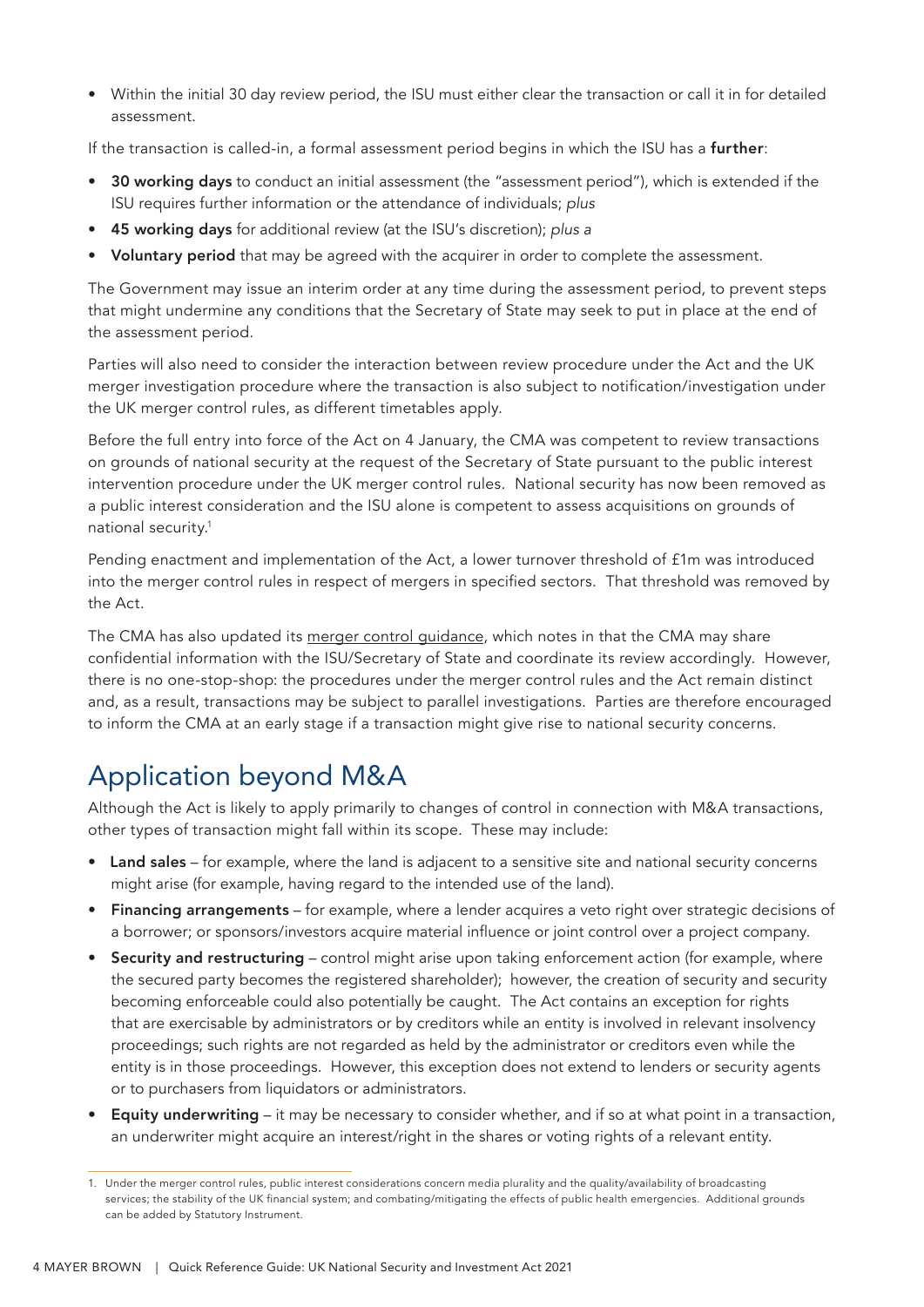- Within the initial 30 day review period, the ISU must either clear the transaction or call it in for detailed assessment.

If the transaction is called-in, a formal assessment period begins in which the ISU has a **further**:

- **30 working days** to conduct an initial assessment (the "assessment period"), which is extended if the ISU requires further information or the attendance of individuals; *plus*
- **45 working days** for additional review (at the ISU's discretion); *plus a*
- **Voluntary period** that may be agreed with the acquirer in order to complete the assessment.

The Government may issue an interim order at any time during the assessment period, to prevent steps that might undermine any conditions that the Secretary of State may seek to put in place at the end of the assessment period.

Parties will also need to consider the interaction between review procedure under the Act and the UK merger investigation procedure where the transaction is also subject to notification/investigation under the UK merger control rules, as different timetables apply.

Before the full entry into force of the Act on 4 January, the CMA was competent to review transactions on grounds of national security at the request of the Secretary of State pursuant to the public interest intervention procedure under the UK merger control rules. National security has now been removed as a public interest consideration and the ISU alone is competent to assess acquisitions on grounds of national security.[1]

Pending enactment and implementation of the Act, a lower turnover threshold of £1m was introduced into the merger control rules in respect of mergers in specified sectors. That threshold was removed by the Act.

The CMA has also updated its merger control guidance, which notes in that the CMA may share confidential information with the ISU/Secretary of State and coordinate its review accordingly. However, there is no one-stop-shop: the procedures under the merger control rules and the Act remain distinct and, as a result, transactions may be subject to parallel investigations. Parties are therefore encouraged to inform the CMA at an early stage if a transaction might give rise to national security concerns.

## Application beyond M&A

Although the Act is likely to apply primarily to changes of control in connection with M&A transactions, other types of transaction might fall within its scope. These may include:

- **Land sales** – for example, where the land is adjacent to a sensitive site and national security concerns might arise (for example, having regard to the intended use of the land).
- **Financing arrangements** – for example, where a lender acquires a veto right over strategic decisions of a borrower; or sponsors/investors acquire material influence or joint control over a project company.
- **Security and restructuring** – control might arise upon taking enforcement action (for example, where the secured party becomes the registered shareholder); however, the creation of security and security becoming enforceable could also potentially be caught. The Act contains an exception for rights that are exercisable by administrators or by creditors while an entity is involved in relevant insolvency proceedings; such rights are not regarded as held by the administrator or creditors even while the entity is in those proceedings. However, this exception does not extend to lenders or security agents or to purchasers from liquidators or administrators.
- **Equity underwriting** – it may be necessary to consider whether, and if so at what point in a transaction, an underwriter might acquire an interest/right in the shares or voting rights of a relevant entity.

1. Under the merger control rules, public interest considerations concern media plurality and the quality/availability of broadcasting services; the stability of the UK financial system; and combating/mitigating the effects of public health emergencies. Additional grounds can be added by Statutory Instrument.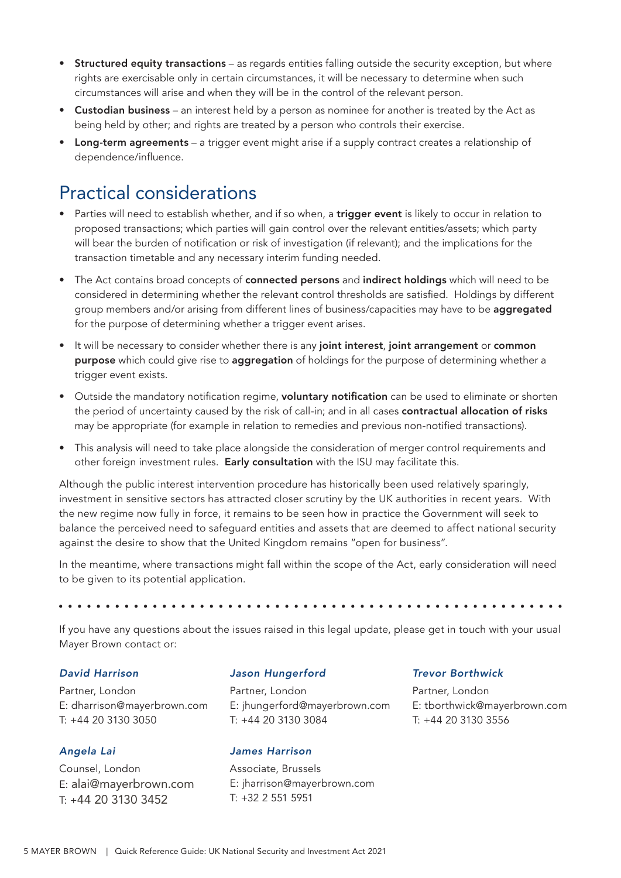- **Structured equity transactions** – as regards entities falling outside the security exception, but where rights are exercisable only in certain circumstances, it will be necessary to determine when such circumstances will arise and when they will be in the control of the relevant person.
- **Custodian business** – an interest held by a person as nominee for another is treated by the Act as being held by other; and rights are treated by a person who controls their exercise.
- **Long-term agreements** – a trigger event might arise if a supply contract creates a relationship of dependence/influence.

## Practical considerations

- Parties will need to establish whether, and if so when, a **trigger event** is likely to occur in relation to proposed transactions; which parties will gain control over the relevant entities/assets; which party will bear the burden of notification or risk of investigation (if relevant); and the implications for the transaction timetable and any necessary interim funding needed.
- The Act contains broad concepts of **connected persons** and **indirect holdings** which will need to be considered in determining whether the relevant control thresholds are satisfied. Holdings by different group members and/or arising from different lines of business/capacities may have to be **aggregated** for the purpose of determining whether a trigger event arises.
- It will be necessary to consider whether there is any **joint interest**, **joint arrangement** or **common purpose** which could give rise to **aggregation** of holdings for the purpose of determining whether a trigger event exists.
- Outside the mandatory notification regime, **voluntary notification** can be used to eliminate or shorten the period of uncertainty caused by the risk of call-in; and in all cases **contractual allocation of risks** may be appropriate (for example in relation to remedies and previous non-notified transactions).
- This analysis will need to take place alongside the consideration of merger control requirements and other foreign investment rules. **Early consultation** with the ISU may facilitate this.

Although the public interest intervention procedure has historically been used relatively sparingly, investment in sensitive sectors has attracted closer scrutiny by the UK authorities in recent years. With the new regime now fully in force, it remains to be seen how in practice the Government will seek to balance the perceived need to safeguard entities and assets that are deemed to affect national security against the desire to show that the United Kingdom remains "open for business".

In the meantime, where transactions might fall within the scope of the Act, early consideration will need to be given to its potential application.

---

If you have any questions about the issues raised in this legal update, please get in touch with your usual Mayer Brown contact or:

***David Harrison***
Partner, London
E: dharrison@mayerbrown.com
T: +44 20 3130 3050

***Jason Hungerford***
Partner, London
E: jhungerford@mayerbrown.com
T: +44 20 3130 3084

***Trevor Borthwick***
Partner, London
E: tborthwick@mayerbrown.com
T: +44 20 3130 3556

***Angela Lai***
Counsel, London
E: alai@mayerbrown.com
T: +44 20 3130 3452

***James Harrison***
Associate, Brussels
E: jharrison@mayerbrown.com
T: +32 2 551 5951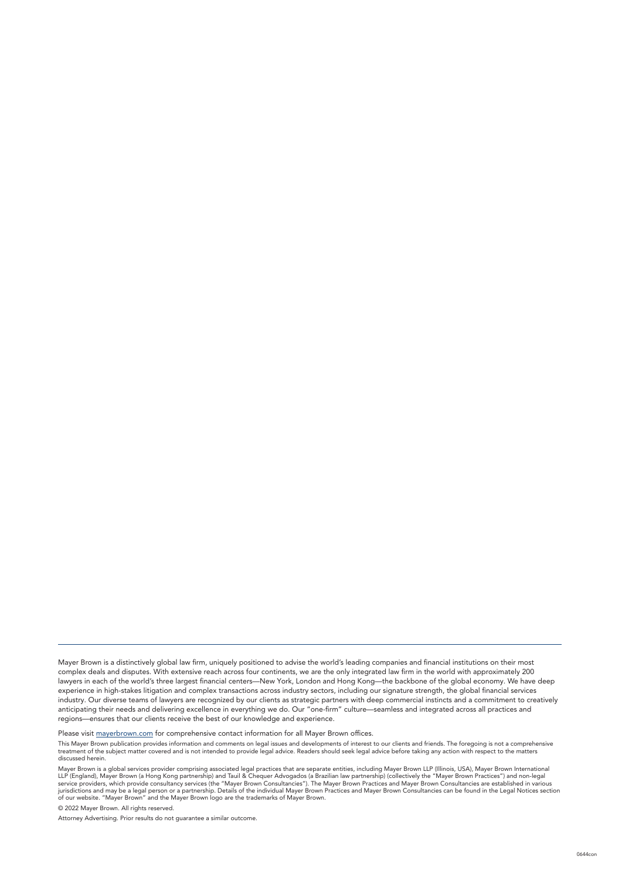Mayer Brown is a distinctively global law firm, uniquely positioned to advise the world's leading companies and financial institutions on their most complex deals and disputes. With extensive reach across four continents, we are the only integrated law firm in the world with approximately 200 lawyers in each of the world's three largest financial centers—New York, London and Hong Kong—the backbone of the global economy. We have deep experience in high-stakes litigation and complex transactions across industry sectors, including our signature strength, the global financial services industry. Our diverse teams of lawyers are recognized by our clients as strategic partners with deep commercial instincts and a commitment to creatively anticipating their needs and delivering excellence in everything we do. Our "one-firm" culture—seamless and integrated across all practices and regions—ensures that our clients receive the best of our knowledge and experience.

Please visit [mayerbrown.com](https://www.mayerbrown.com) for comprehensive contact information for all Mayer Brown offices.

This Mayer Brown publication provides information and comments on legal issues and developments of interest to our clients and friends. The foregoing is not a comprehensive treatment of the subject matter covered and is not intended to provide legal advice. Readers should seek legal advice before taking any action with respect to the matters discussed herein.

Mayer Brown is a global services provider comprising associated legal practices that are separate entities, including Mayer Brown LLP (Illinois, USA), Mayer Brown International LLP (England), Mayer Brown (a Hong Kong partnership) and Tauil & Chequer Advogados (a Brazilian law partnership) (collectively the "Mayer Brown Practices") and non-legal service providers, which provide consultancy services (the "Mayer Brown Consultancies"). The Mayer Brown Practices and Mayer Brown Consultancies are established in various jurisdictions and may be a legal person or a partnership. Details of the individual Mayer Brown Practices and Mayer Brown Consultancies can be found in the Legal Notices section of our website. "Mayer Brown" and the Mayer Brown logo are the trademarks of Mayer Brown.

© 2022 Mayer Brown. All rights reserved.

Attorney Advertising. Prior results do not guarantee a similar outcome.

0644con